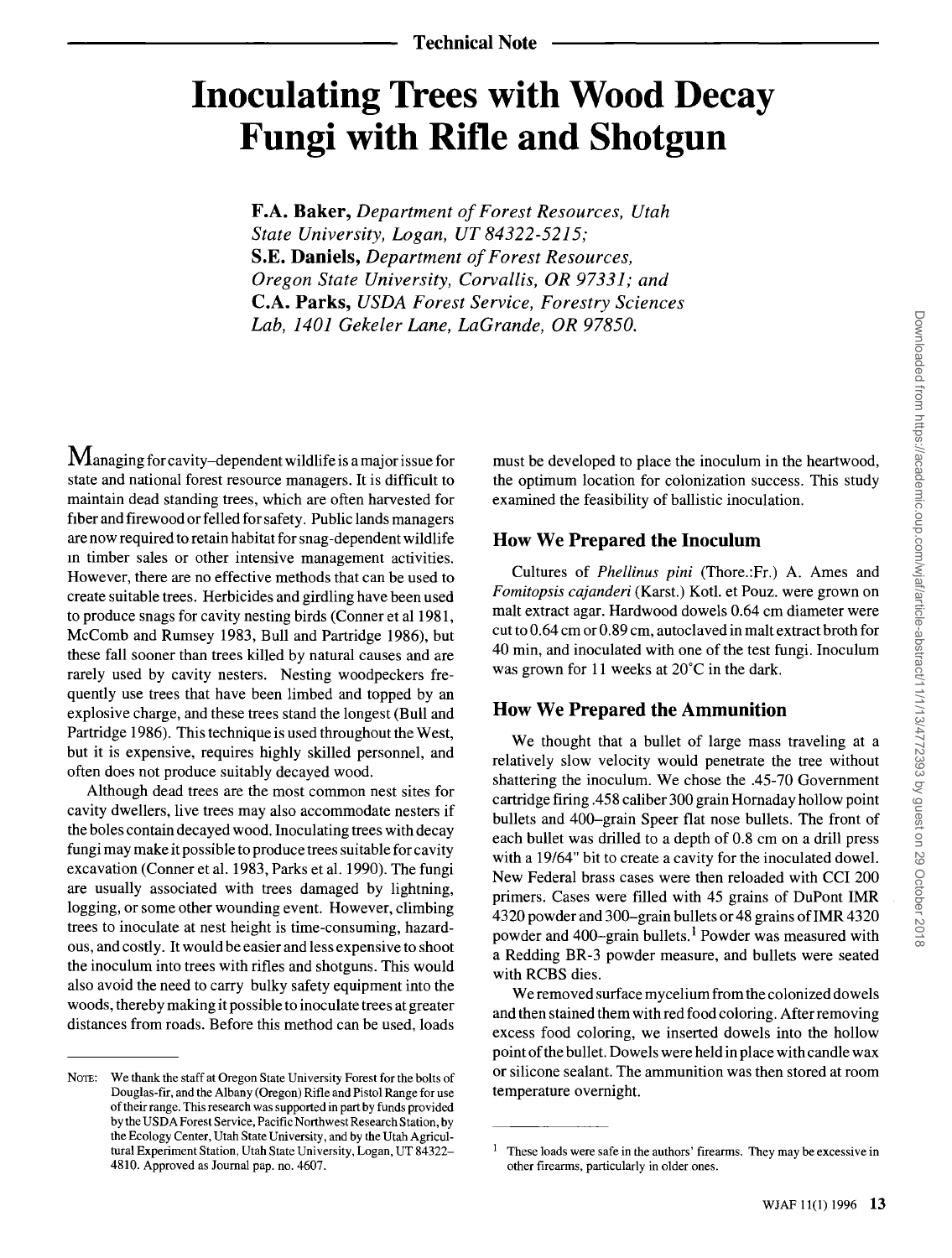Technical Note

# Inoculating Trees with Wood Decay Fungi with Rifle and Shotgun

**F.A. Baker**, *Department of Forest Resources, Utah State University, Logan, UT 84322-5215;*
**S.E. Daniels**, *Department of Forest Resources, Oregon State University, Corvallis, OR 97331; and*
**C.A. Parks**, *USDA Forest Service, Forestry Sciences Lab, 1401 Gekeler Lane, LaGrande, OR 97850.*

Managing for cavity–dependent wildlife is a major issue for state and national forest resource managers. It is difficult to maintain dead standing trees, which are often harvested for fiber and firewood or felled for safety. Public lands managers are now required to retain habitat for snag-dependent wildlife in timber sales or other intensive management activities. However, there are no effective methods that can be used to create suitable trees. Herbicides and girdling have been used to produce snags for cavity nesting birds (Conner et al 1981, McComb and Rumsey 1983, Bull and Partridge 1986), but these fall sooner than trees killed by natural causes and are rarely used by cavity nesters. Nesting woodpeckers frequently use trees that have been limbed and topped by an explosive charge, and these trees stand the longest (Bull and Partridge 1986). This technique is used throughout the West, but it is expensive, requires highly skilled personnel, and often does not produce suitably decayed wood.

Although dead trees are the most common nest sites for cavity dwellers, live trees may also accommodate nesters if the boles contain decayed wood. Inoculating trees with decay fungi may make it possible to produce trees suitable for cavity excavation (Conner et al. 1983, Parks et al. 1990). The fungi are usually associated with trees damaged by lightning, logging, or some other wounding event. However, climbing trees to inoculate at nest height is time-consuming, hazardous, and costly. It would be easier and less expensive to shoot the inoculum into trees with rifles and shotguns. This would also avoid the need to carry bulky safety equipment into the woods, thereby making it possible to inoculate trees at greater distances from roads. Before this method can be used, loads must be developed to place the inoculum in the heartwood, the optimum location for colonization success. This study examined the feasibility of ballistic inoculation.

## How We Prepared the Inoculum

Cultures of *Phellinus pini* (Thore.:Fr.) A. Ames and *Fomitopsis cajanderi* (Karst.) Kotl. et Pouz. were grown on malt extract agar. Hardwood dowels 0.64 cm diameter were cut to 0.64 cm or 0.89 cm, autoclaved in malt extract broth for 40 min, and inoculated with one of the test fungi. Inoculum was grown for 11 weeks at 20°C in the dark.

## How We Prepared the Ammunition

We thought that a bullet of large mass traveling at a relatively slow velocity would penetrate the tree without shattering the inoculum. We chose the .45-70 Government cartridge firing .458 caliber 300 grain Hornaday hollow point bullets and 400–grain Speer flat nose bullets. The front of each bullet was drilled to a depth of 0.8 cm on a drill press with a 19/64" bit to create a cavity for the inoculated dowel. New Federal brass cases were then reloaded with CCI 200 primers. Cases were filled with 45 grains of DuPont IMR 4320 powder and 300–grain bullets or 48 grains of IMR 4320 powder and 400–grain bullets.[1] Powder was measured with a Redding BR-3 powder measure, and bullets were seated with RCBS dies.

We removed surface mycelium from the colonized dowels and then stained them with red food coloring. After removing excess food coloring, we inserted dowels into the hollow point of the bullet. Dowels were held in place with candle wax or silicone sealant. The ammunition was then stored at room temperature overnight.

---

NOTE: We thank the staff at Oregon State University Forest for the bolts of Douglas-fir, and the Albany (Oregon) Rifle and Pistol Range for use of their range. This research was supported in part by funds provided by the USDA Forest Service, Pacific Northwest Research Station, by the Ecology Center, Utah State University, and by the Utah Agricultural Experiment Station, Utah State University, Logan, UT 84322–4810. Approved as Journal pap. no. 4607.

[1] These loads were safe in the authors' firearms. They may be excessive in other firearms, particularly in older ones.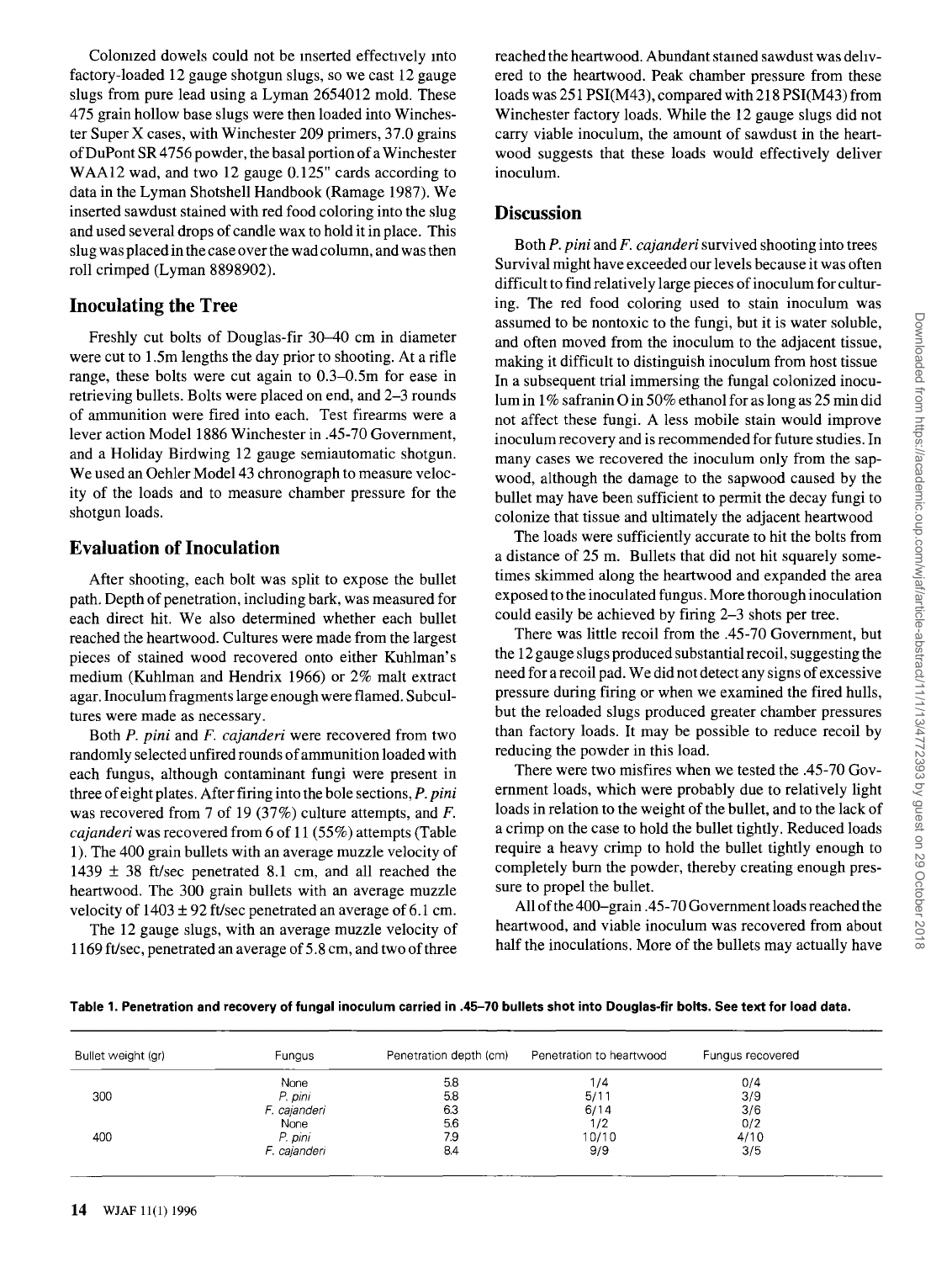Colonized dowels could not be inserted effectively into factory-loaded 12 gauge shotgun slugs, so we cast 12 gauge slugs from pure lead using a Lyman 2654012 mold. These 475 grain hollow base slugs were then loaded into Winchester Super X cases, with Winchester 209 primers, 37.0 grains of DuPont SR 4756 powder, the basal portion of a Winchester WAA12 wad, and two 12 gauge 0.125" cards according to data in the Lyman Shotshell Handbook (Ramage 1987). We inserted sawdust stained with red food coloring into the slug and used several drops of candle wax to hold it in place. This slug was placed in the case over the wad column, and was then roll crimped (Lyman 8898902).

## Inoculating the Tree

Freshly cut bolts of Douglas-fir 30–40 cm in diameter were cut to 1.5m lengths the day prior to shooting. At a rifle range, these bolts were cut again to 0.3–0.5m for ease in retrieving bullets. Bolts were placed on end, and 2–3 rounds of ammunition were fired into each. Test firearms were a lever action Model 1886 Winchester in .45-70 Government, and a Holiday Birdwing 12 gauge semiautomatic shotgun. We used an Oehler Model 43 chronograph to measure velocity of the loads and to measure chamber pressure for the shotgun loads.

## Evaluation of Inoculation

After shooting, each bolt was split to expose the bullet path. Depth of penetration, including bark, was measured for each direct hit. We also determined whether each bullet reached the heartwood. Cultures were made from the largest pieces of stained wood recovered onto either Kuhlman's medium (Kuhlman and Hendrix 1966) or 2% malt extract agar. Inoculum fragments large enough were flamed. Subcultures were made as necessary.

Both *P. pini* and *F. cajanderi* were recovered from two randomly selected unfired rounds of ammunition loaded with each fungus, although contaminant fungi were present in three of eight plates. After firing into the bole sections, *P. pini* was recovered from 7 of 19 (37%) culture attempts, and *F. cajanderi* was recovered from 6 of 11 (55%) attempts (Table 1). The 400 grain bullets with an average muzzle velocity of 1439 ± 38 ft/sec penetrated 8.1 cm, and all reached the heartwood. The 300 grain bullets with an average muzzle velocity of 1403 ± 92 ft/sec penetrated an average of 6.1 cm.

The 12 gauge slugs, with an average muzzle velocity of 1169 ft/sec, penetrated an average of 5.8 cm, and two of three reached the heartwood. Abundant stained sawdust was delivered to the heartwood. Peak chamber pressure from these loads was 251 PSI(M43), compared with 218 PSI(M43) from Winchester factory loads. While the 12 gauge slugs did not carry viable inoculum, the amount of sawdust in the heartwood suggests that these loads would effectively deliver inoculum.

## Discussion

Both *P. pini* and *F. cajanderi* survived shooting into trees. Survival might have exceeded our levels because it was often difficult to find relatively large pieces of inoculum for culturing. The red food coloring used to stain inoculum was assumed to be nontoxic to the fungi, but it is water soluble, and often moved from the inoculum to the adjacent tissue, making it difficult to distinguish inoculum from host tissue. In a subsequent trial immersing the fungal colonized inoculum in 1% safranin O in 50% ethanol for as long as 25 min did not affect these fungi. A less mobile stain would improve inoculum recovery and is recommended for future studies. In many cases we recovered the inoculum only from the sapwood, although the damage to the sapwood caused by the bullet may have been sufficient to permit the decay fungi to colonize that tissue and ultimately the adjacent heartwood.

The loads were sufficiently accurate to hit the bolts from a distance of 25 m. Bullets that did not hit squarely sometimes skimmed along the heartwood and expanded the area exposed to the inoculated fungus. More thorough inoculation could easily be achieved by firing 2–3 shots per tree.

There was little recoil from the .45-70 Government, but the 12 gauge slugs produced substantial recoil, suggesting the need for a recoil pad. We did not detect any signs of excessive pressure during firing or when we examined the fired hulls, but the reloaded slugs produced greater chamber pressures than factory loads. It may be possible to reduce recoil by reducing the powder in this load.

There were two misfires when we tested the .45-70 Government loads, which were probably due to relatively light loads in relation to the weight of the bullet, and to the lack of a crimp on the case to hold the bullet tightly. Reduced loads require a heavy crimp to hold the bullet tightly enough to completely burn the powder, thereby creating enough pressure to propel the bullet.

All of the 400–grain .45-70 Government loads reached the heartwood, and viable inoculum was recovered from about half the inoculations. More of the bullets may actually have

**Table 1. Penetration and recovery of fungal inoculum carried in .45–70 bullets shot into Douglas-fir bolts. See text for load data.**

| Bullet weight (gr) | Fungus | Penetration depth (cm) | Penetration to heartwood | Fungus recovered |
|---|---|---|---|---|
| | None | 5.8 | 1/4 | 0/4 |
| 300 | *P. pini* | 5.8 | 5/11 | 3/9 |
| | *F. cajanderi* | 6.3 | 6/14 | 3/6 |
| | None | 5.6 | 1/2 | 0/2 |
| 400 | *P. pini* | 7.9 | 10/10 | 4/10 |
| | *F. cajanderi* | 8.4 | 9/9 | 3/5 |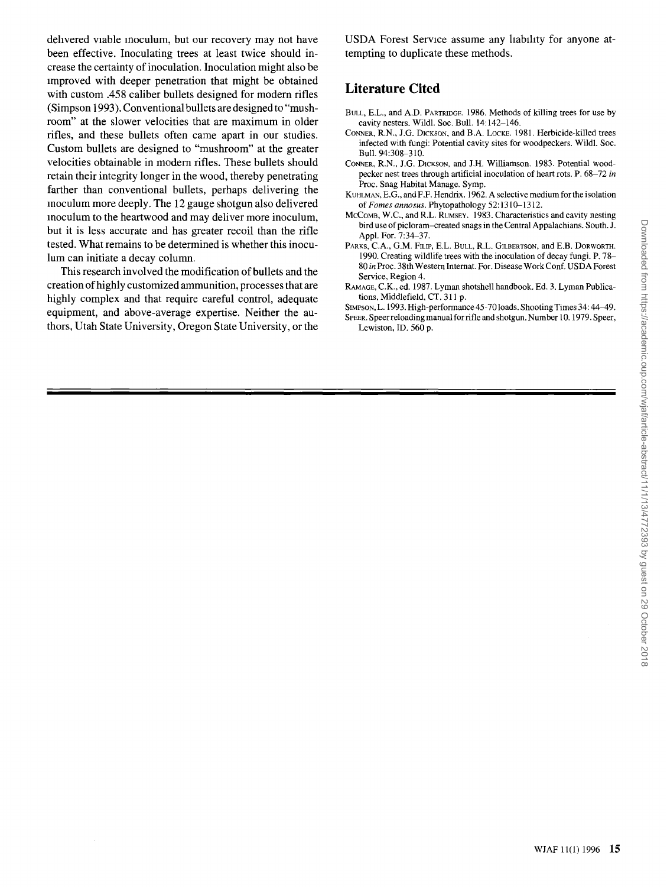delivered viable inoculum, but our recovery may not have been effective. Inoculating trees at least twice should increase the certainty of inoculation. Inoculation might also be improved with deeper penetration that might be obtained with custom .458 caliber bullets designed for modern rifles (Simpson 1993). Conventional bullets are designed to "mushroom" at the slower velocities that are maximum in older rifles, and these bullets often came apart in our studies. Custom bullets are designed to "mushroom" at the greater velocities obtainable in modern rifles. These bullets should retain their integrity longer in the wood, thereby penetrating farther than conventional bullets, perhaps delivering the inoculum more deeply. The 12 gauge shotgun also delivered inoculum to the heartwood and may deliver more inoculum, but it is less accurate and has greater recoil than the rifle tested. What remains to be determined is whether this inoculum can initiate a decay column.

This research involved the modification of bullets and the creation of highly customized ammunition, processes that are highly complex and that require careful control, adequate equipment, and above-average expertise. Neither the authors, Utah State University, Oregon State University, or the USDA Forest Service assume any liability for anyone attempting to duplicate these methods.

## Literature Cited

BULL, E.L., and A.D. PARTRIDGE. 1986. Methods of killing trees for use by cavity nesters. Wildl. Soc. Bull. 14:142–146.

CONNER, R.N., J.G. DICKSON, and B.A. LOCKE. 1981. Herbicide-killed trees infected with fungi: Potential cavity sites for woodpeckers. Wildl. Soc. Bull. 94:308–310.

CONNER, R.N., J.G. DICKSON, and J.H. WILLIAMSON. 1983. Potential woodpecker nest trees through artificial inoculation of heart rots. P. 68–72 *in* Proc. Snag Habitat Manage. Symp.

KUHLMAN, E.G., and F.F. Hendrix. 1962. A selective medium for the isolation of *Fomes annosus*. Phytopathology 52:1310–1312.

MCCOMB, W.C., and R.L. RUMSEY. 1983. Characteristics and cavity nesting bird use of picloram-created snags in the Central Appalachians. South. J. Appl. For. 7:34–37.

PARKS, C.A., G.M. FILIP, E.L. BULL, R.L. GILBERTSON, and E.B. DORWORTH. 1990. Creating wildlife trees with the inoculation of decay fungi. P. 78–80 *in* Proc. 38th Western Internat. For. Disease Work Conf. USDA Forest Service, Region 4.

RAMAGE, C.K., ed. 1987. Lyman shotshell handbook. Ed. 3. Lyman Publications, Middlefield, CT. 311 p.

SIMPSON, L. 1993. High-performance 45-70 loads. Shooting Times 34: 44–49.

SPEER. Speer reloading manual for rifle and shotgun. Number 10. 1979. Speer, Lewiston, ID. 560 p.